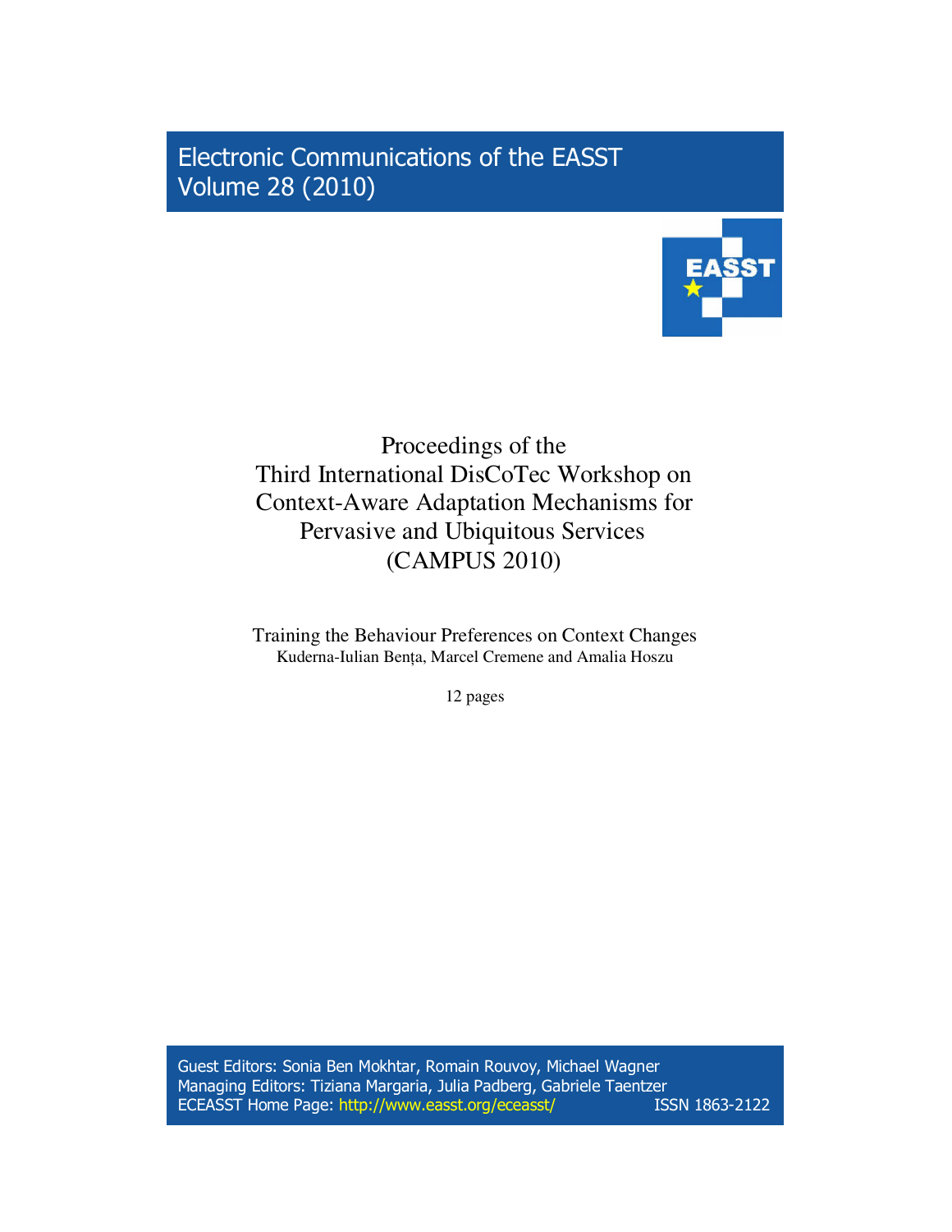Electronic Communications of the EASST
Volume 28 (2010)

# Proceedings of the Third International DisCoTec Workshop on Context-Aware Adaptation Mechanisms for Pervasive and Ubiquitous Services (CAMPUS 2010)

## Training the Behaviour Preferences on Context Changes

Kuderna-Iulian Bența, Marcel Cremene and Amalia Hoszu

12 pages

Guest Editors: Sonia Ben Mokhtar, Romain Rouvoy, Michael Wagner
Managing Editors: Tiziana Margaria, Julia Padberg, Gabriele Taentzer
ECEASST Home Page: http://www.easst.org/eceasst/ ISSN 1863-2122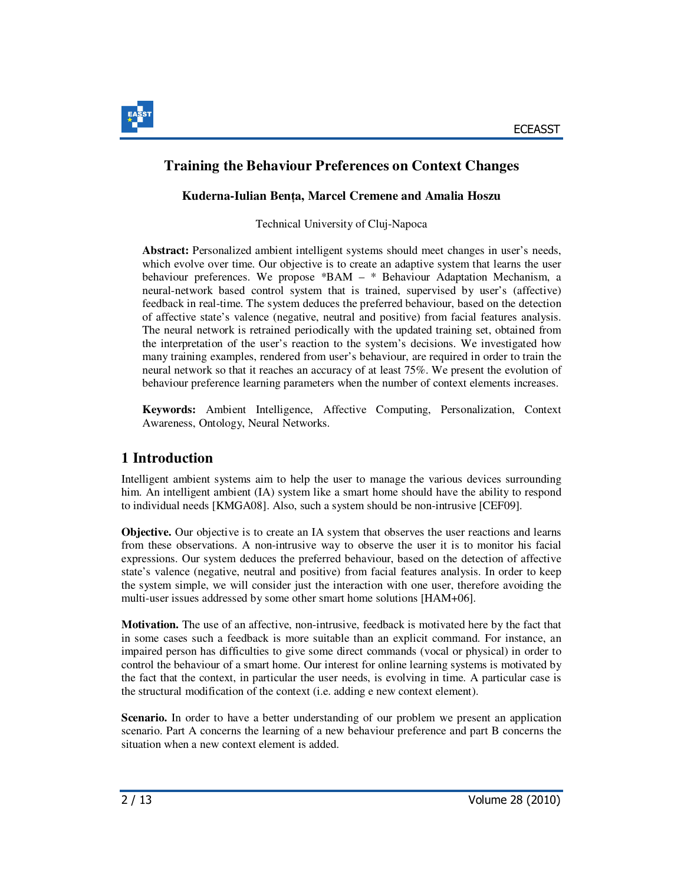# Training the Behaviour Preferences on Context Changes

**Kuderna-Iulian Bența, Marcel Cremene and Amalia Hoszu**

Technical University of Cluj-Napoca

**Abstract:** Personalized ambient intelligent systems should meet changes in user's needs, which evolve over time. Our objective is to create an adaptive system that learns the user behaviour preferences. We propose *BAM – * Behaviour Adaptation Mechanism, a neural-network based control system that is trained, supervised by user's (affective) feedback in real-time. The system deduces the preferred behaviour, based on the detection of affective state's valence (negative, neutral and positive) from facial features analysis. The neural network is retrained periodically with the updated training set, obtained from the interpretation of the user's reaction to the system's decisions. We investigated how many training examples, rendered from user's behaviour, are required in order to train the neural network so that it reaches an accuracy of at least 75%. We present the evolution of behaviour preference learning parameters when the number of context elements increases.

**Keywords:** Ambient Intelligence, Affective Computing, Personalization, Context Awareness, Ontology, Neural Networks.

## 1 Introduction

Intelligent ambient systems aim to help the user to manage the various devices surrounding him. An intelligent ambient (IA) system like a smart home should have the ability to respond to individual needs [KMGA08]. Also, such a system should be non-intrusive [CEF09].

**Objective.** Our objective is to create an IA system that observes the user reactions and learns from these observations. A non-intrusive way to observe the user it is to monitor his facial expressions. Our system deduces the preferred behaviour, based on the detection of affective state's valence (negative, neutral and positive) from facial features analysis. In order to keep the system simple, we will consider just the interaction with one user, therefore avoiding the multi-user issues addressed by some other smart home solutions [HAM+06].

**Motivation.** The use of an affective, non-intrusive, feedback is motivated here by the fact that in some cases such a feedback is more suitable than an explicit command. For instance, an impaired person has difficulties to give some direct commands (vocal or physical) in order to control the behaviour of a smart home. Our interest for online learning systems is motivated by the fact that the context, in particular the user needs, is evolving in time. A particular case is the structural modification of the context (i.e. adding e new context element).

**Scenario.** In order to have a better understanding of our problem we present an application scenario. Part A concerns the learning of a new behaviour preference and part B concerns the situation when a new context element is added.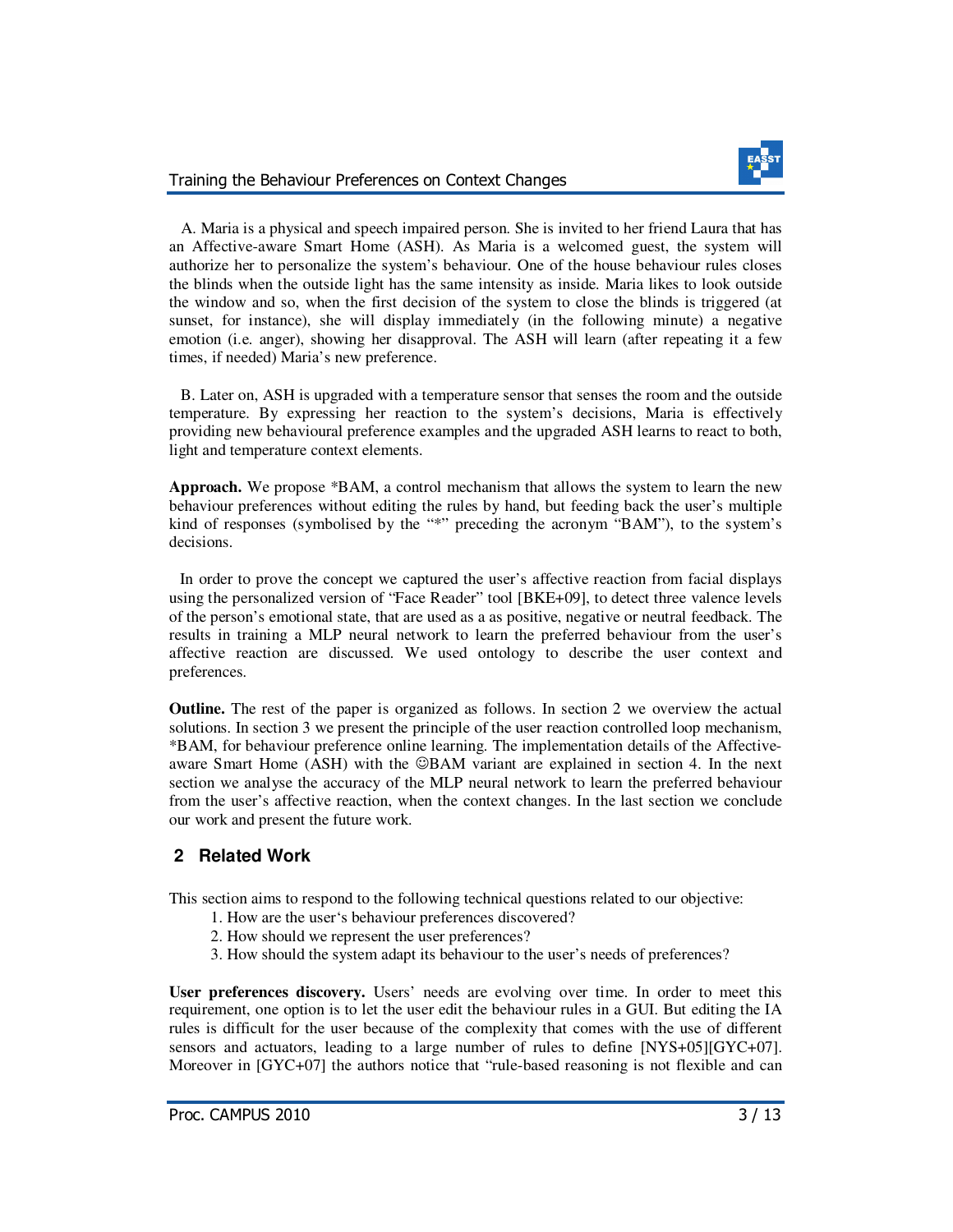A. Maria is a physical and speech impaired person. She is invited to her friend Laura that has an Affective-aware Smart Home (ASH). As Maria is a welcomed guest, the system will authorize her to personalize the system's behaviour. One of the house behaviour rules closes the blinds when the outside light has the same intensity as inside. Maria likes to look outside the window and so, when the first decision of the system to close the blinds is triggered (at sunset, for instance), she will display immediately (in the following minute) a negative emotion (i.e. anger), showing her disapproval. The ASH will learn (after repeating it a few times, if needed) Maria's new preference.

B. Later on, ASH is upgraded with a temperature sensor that senses the room and the outside temperature. By expressing her reaction to the system's decisions, Maria is effectively providing new behavioural preference examples and the upgraded ASH learns to react to both, light and temperature context elements.

**Approach.** We propose *BAM, a control mechanism that allows the system to learn the new behaviour preferences without editing the rules by hand, but feeding back the user's multiple kind of responses (symbolised by the "*" preceding the acronym "BAM"), to the system's decisions.

In order to prove the concept we captured the user's affective reaction from facial displays using the personalized version of "Face Reader" tool [BKE+09], to detect three valence levels of the person's emotional state, that are used as a as positive, negative or neutral feedback. The results in training a MLP neural network to learn the preferred behaviour from the user's affective reaction are discussed. We used ontology to describe the user context and preferences.

**Outline.** The rest of the paper is organized as follows. In section 2 we overview the actual solutions. In section 3 we present the principle of the user reaction controlled loop mechanism, *BAM, for behaviour preference online learning. The implementation details of the Affective-aware Smart Home (ASH) with the ☺BAM variant are explained in section 4. In the next section we analyse the accuracy of the MLP neural network to learn the preferred behaviour from the user's affective reaction, when the context changes. In the last section we conclude our work and present the future work.

## 2 Related Work

This section aims to respond to the following technical questions related to our objective:

1. How are the user's behaviour preferences discovered?
2. How should we represent the user preferences?
3. How should the system adapt its behaviour to the user's needs of preferences?

**User preferences discovery.** Users' needs are evolving over time. In order to meet this requirement, one option is to let the user edit the behaviour rules in a GUI. But editing the IA rules is difficult for the user because of the complexity that comes with the use of different sensors and actuators, leading to a large number of rules to define [NYS+05][GYC+07]. Moreover in [GYC+07] the authors notice that "rule-based reasoning is not flexible and can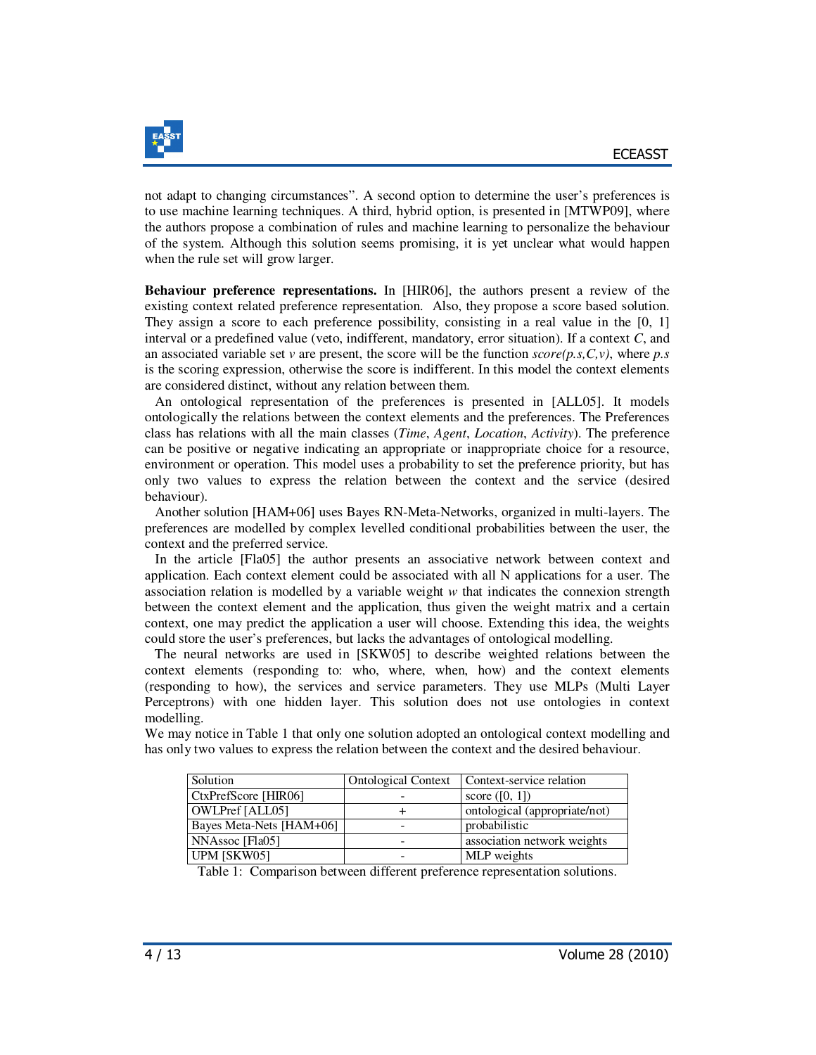not adapt to changing circumstances". A second option to determine the user's preferences is to use machine learning techniques. A third, hybrid option, is presented in [MTWP09], where the authors propose a combination of rules and machine learning to personalize the behaviour of the system. Although this solution seems promising, it is yet unclear what would happen when the rule set will grow larger.

**Behaviour preference representations.** In [HIR06], the authors present a review of the existing context related preference representation. Also, they propose a score based solution. They assign a score to each preference possibility, consisting in a real value in the [0, 1] interval or a predefined value (veto, indifferent, mandatory, error situation). If a context *C*, and an associated variable set *v* are present, the score will be the function *score(p.s,C,v)*, where *p.s* is the scoring expression, otherwise the score is indifferent. In this model the context elements are considered distinct, without any relation between them.

An ontological representation of the preferences is presented in [ALL05]. It models ontologically the relations between the context elements and the preferences. The Preferences class has relations with all the main classes (*Time*, *Agent*, *Location*, *Activity*). The preference can be positive or negative indicating an appropriate or inappropriate choice for a resource, environment or operation. This model uses a probability to set the preference priority, but has only two values to express the relation between the context and the service (desired behaviour).

Another solution [HAM+06] uses Bayes RN-Meta-Networks, organized in multi-layers. The preferences are modelled by complex levelled conditional probabilities between the user, the context and the preferred service.

In the article [Fla05] the author presents an associative network between context and application. Each context element could be associated with all N applications for a user. The association relation is modelled by a variable weight *w* that indicates the connexion strength between the context element and the application, thus given the weight matrix and a certain context, one may predict the application a user will choose. Extending this idea, the weights could store the user's preferences, but lacks the advantages of ontological modelling.

The neural networks are used in [SKW05] to describe weighted relations between the context elements (responding to: who, where, when, how) and the context elements (responding to how), the services and service parameters. They use MLPs (Multi Layer Perceptrons) with one hidden layer. This solution does not use ontologies in context modelling.

We may notice in Table 1 that only one solution adopted an ontological context modelling and has only two values to express the relation between the context and the desired behaviour.

| Solution | Ontological Context | Context-service relation |
|---|---|---|
| CtxPrefScore [HIR06] | - | score ([0, 1]) |
| OWLPref [ALL05] | + | ontological (appropriate/not) |
| Bayes Meta-Nets [HAM+06] | - | probabilistic |
| NNAssoc [Fla05] | - | association network weights |
| UPM [SKW05] | - | MLP weights |

Table 1: Comparison between different preference representation solutions.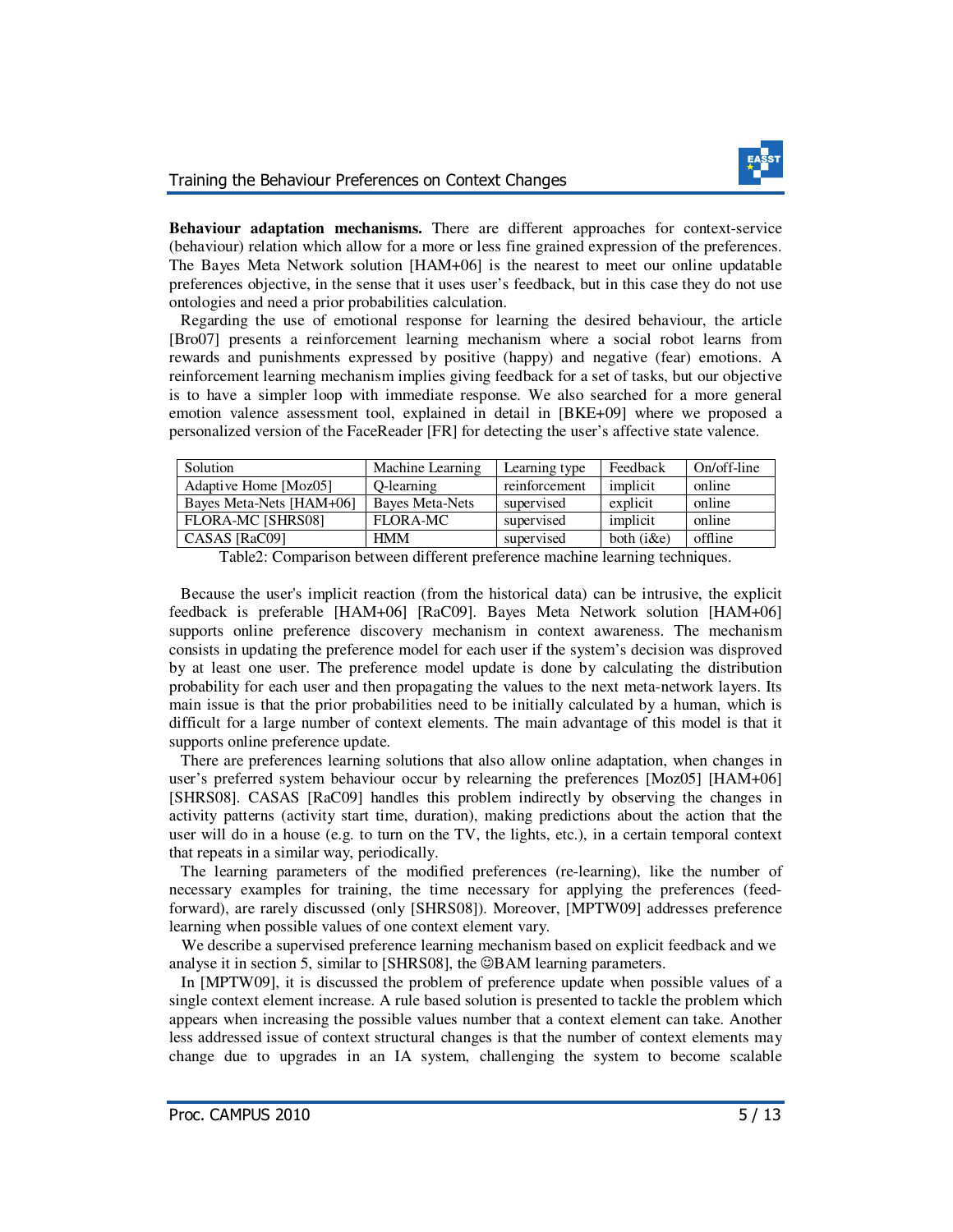**Behaviour adaptation mechanisms.** There are different approaches for context-service (behaviour) relation which allow for a more or less fine grained expression of the preferences. The Bayes Meta Network solution [HAM+06] is the nearest to meet our online updatable preferences objective, in the sense that it uses user's feedback, but in this case they do not use ontologies and need a prior probabilities calculation.

Regarding the use of emotional response for learning the desired behaviour, the article [Bro07] presents a reinforcement learning mechanism where a social robot learns from rewards and punishments expressed by positive (happy) and negative (fear) emotions. A reinforcement learning mechanism implies giving feedback for a set of tasks, but our objective is to have a simpler loop with immediate response. We also searched for a more general emotion valence assessment tool, explained in detail in [BKE+09] where we proposed a personalized version of the FaceReader [FR] for detecting the user's affective state valence.

| Solution | Machine Learning | Learning type | Feedback | On/off-line |
|---|---|---|---|---|
| Adaptive Home [Moz05] | Q-learning | reinforcement | implicit | online |
| Bayes Meta-Nets [HAM+06] | Bayes Meta-Nets | supervised | explicit | online |
| FLORA-MC [SHRS08] | FLORA-MC | supervised | implicit | online |
| CASAS [RaC09] | HMM | supervised | both (i&e) | offline |

Table2: Comparison between different preference machine learning techniques.

Because the user's implicit reaction (from the historical data) can be intrusive, the explicit feedback is preferable [HAM+06] [RaC09]. Bayes Meta Network solution [HAM+06] supports online preference discovery mechanism in context awareness. The mechanism consists in updating the preference model for each user if the system's decision was disproved by at least one user. The preference model update is done by calculating the distribution probability for each user and then propagating the values to the next meta-network layers. Its main issue is that the prior probabilities need to be initially calculated by a human, which is difficult for a large number of context elements. The main advantage of this model is that it supports online preference update.

There are preferences learning solutions that also allow online adaptation, when changes in user's preferred system behaviour occur by relearning the preferences [Moz05] [HAM+06] [SHRS08]. CASAS [RaC09] handles this problem indirectly by observing the changes in activity patterns (activity start time, duration), making predictions about the action that the user will do in a house (e.g. to turn on the TV, the lights, etc.), in a certain temporal context that repeats in a similar way, periodically.

The learning parameters of the modified preferences (re-learning), like the number of necessary examples for training, the time necessary for applying the preferences (feed-forward), are rarely discussed (only [SHRS08]). Moreover, [MPTW09] addresses preference learning when possible values of one context element vary.

We describe a supervised preference learning mechanism based on explicit feedback and we analyse it in section 5, similar to [SHRS08], the ☺BAM learning parameters.

In [MPTW09], it is discussed the problem of preference update when possible values of a single context element increase. A rule based solution is presented to tackle the problem which appears when increasing the possible values number that a context element can take. Another less addressed issue of context structural changes is that the number of context elements may change due to upgrades in an IA system, challenging the system to become scalable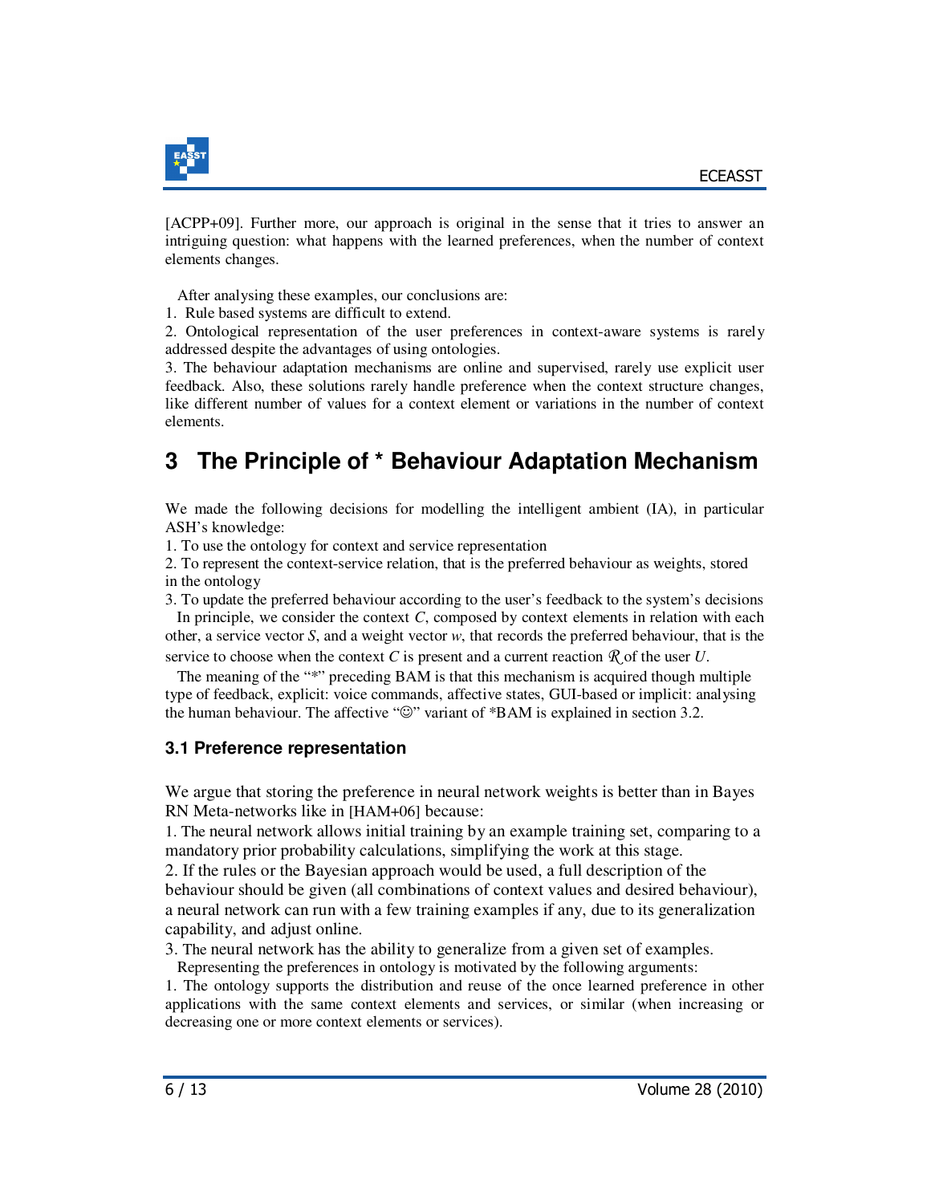[ACPP+09]. Further more, our approach is original in the sense that it tries to answer an intriguing question: what happens with the learned preferences, when the number of context elements changes.

After analysing these examples, our conclusions are:

1. Rule based systems are difficult to extend.
2. Ontological representation of the user preferences in context-aware systems is rarely addressed despite the advantages of using ontologies.
3. The behaviour adaptation mechanisms are online and supervised, rarely use explicit user feedback. Also, these solutions rarely handle preference when the context structure changes, like different number of values for a context element or variations in the number of context elements.

# 3 The Principle of * Behaviour Adaptation Mechanism

We made the following decisions for modelling the intelligent ambient (IA), in particular ASH's knowledge:

1. To use the ontology for context and service representation
2. To represent the context-service relation, that is the preferred behaviour as weights, stored in the ontology
3. To update the preferred behaviour according to the user's feedback to the system's decisions

In principle, we consider the context *C*, composed by context elements in relation with each other, a service vector *S*, and a weight vector *w*, that records the preferred behaviour, that is the service to choose when the context *C* is present and a current reaction $\mathcal{R}$ of the user *U*.

The meaning of the "*" preceding BAM is that this mechanism is acquired though multiple type of feedback, explicit: voice commands, affective states, GUI-based or implicit: analysing the human behaviour. The affective "☺" variant of *BAM is explained in section 3.2.

## 3.1 Preference representation

We argue that storing the preference in neural network weights is better than in Bayes RN Meta-networks like in [HAM+06] because:

1. The neural network allows initial training by an example training set, comparing to a mandatory prior probability calculations, simplifying the work at this stage.
2. If the rules or the Bayesian approach would be used, a full description of the behaviour should be given (all combinations of context values and desired behaviour), a neural network can run with a few training examples if any, due to its generalization capability, and adjust online.
3. The neural network has the ability to generalize from a given set of examples.

Representing the preferences in ontology is motivated by the following arguments:

1. The ontology supports the distribution and reuse of the once learned preference in other applications with the same context elements and services, or similar (when increasing or decreasing one or more context elements or services).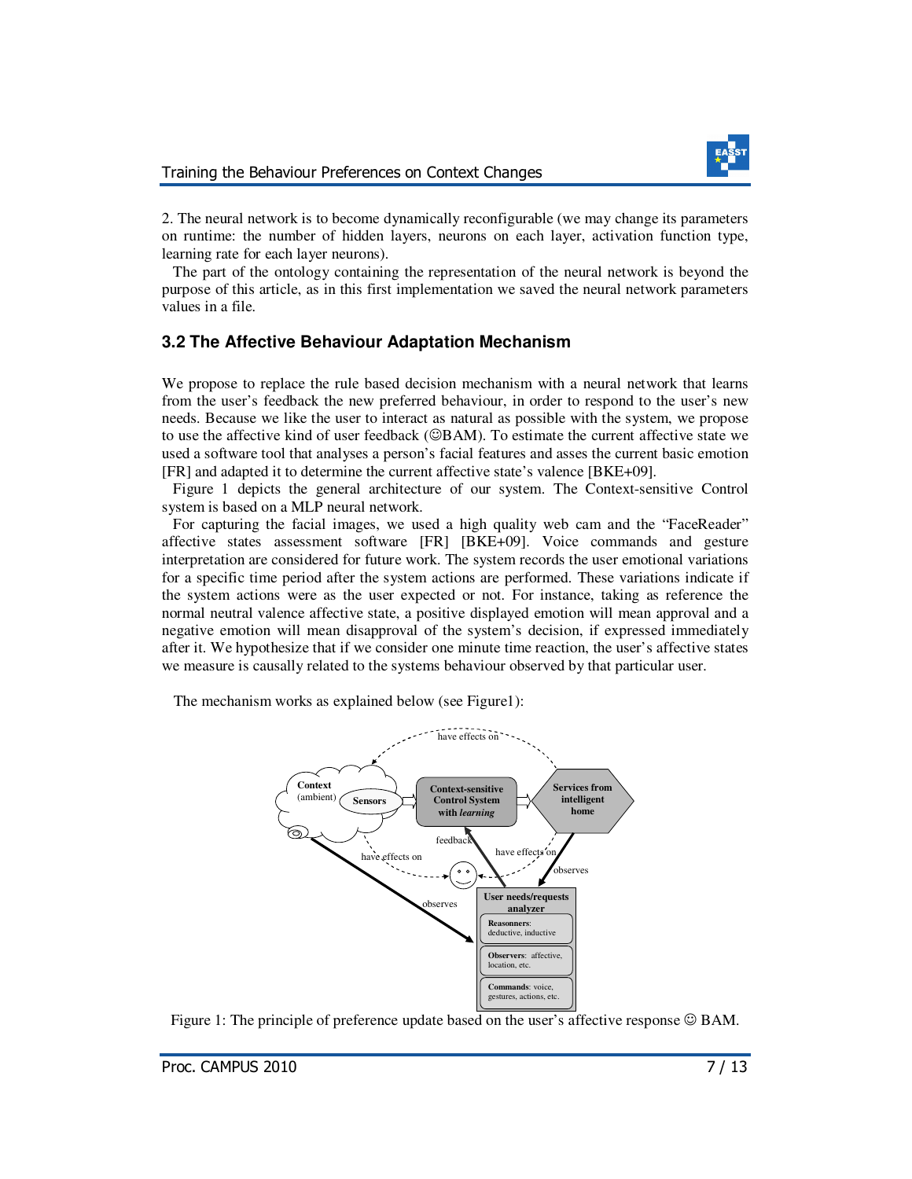2. The neural network is to become dynamically reconfigurable (we may change its parameters on runtime: the number of hidden layers, neurons on each layer, activation function type, learning rate for each layer neurons).

The part of the ontology containing the representation of the neural network is beyond the purpose of this article, as in this first implementation we saved the neural network parameters values in a file.

## 3.2 The Affective Behaviour Adaptation Mechanism

We propose to replace the rule based decision mechanism with a neural network that learns from the user's feedback the new preferred behaviour, in order to respond to the user's new needs. Because we like the user to interact as natural as possible with the system, we propose to use the affective kind of user feedback (☺BAM). To estimate the current affective state we used a software tool that analyses a person's facial features and asses the current basic emotion [FR] and adapted it to determine the current affective state's valence [BKE+09].

Figure 1 depicts the general architecture of our system. The Context-sensitive Control system is based on a MLP neural network.

For capturing the facial images, we used a high quality web cam and the "FaceReader" affective states assessment software [FR] [BKE+09]. Voice commands and gesture interpretation are considered for future work. The system records the user emotional variations for a specific time period after the system actions are performed. These variations indicate if the system actions were as the user expected or not. For instance, taking as reference the normal neutral valence affective state, a positive displayed emotion will mean approval and a negative emotion will mean disapproval of the system's decision, if expressed immediately after it. We hypothesize that if we consider one minute time reaction, the user's affective states we measure is causally related to the systems behaviour observed by that particular user.

The mechanism works as explained below (see Figure1):

Figure 1: The principle of preference update based on the user's affective response ☺ BAM.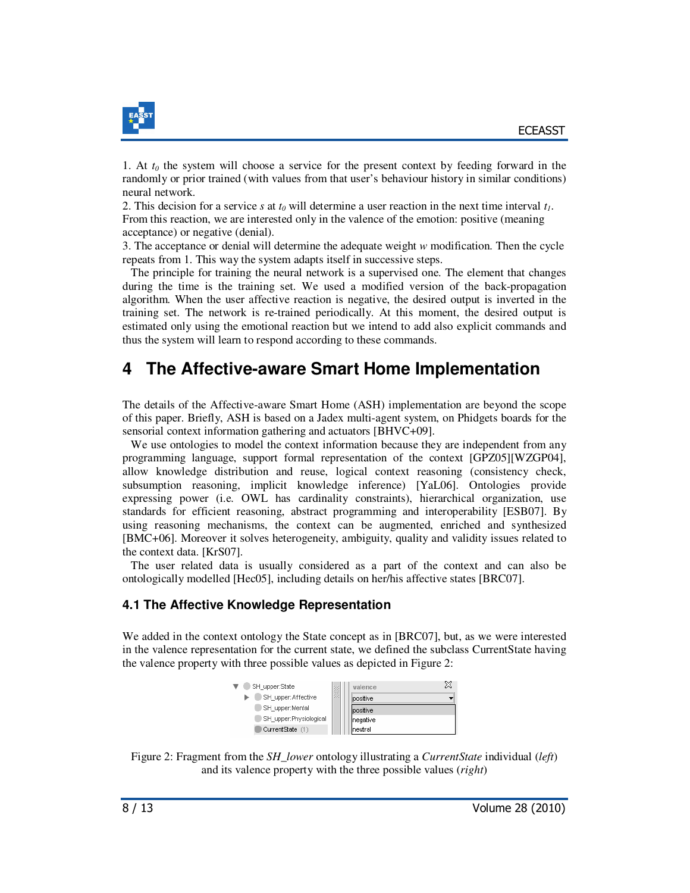1. At $t_0$ the system will choose a service for the present context by feeding forward in the randomly or prior trained (with values from that user's behaviour history in similar conditions) neural network.
2. This decision for a service *s* at $t_0$ will determine a user reaction in the next time interval $t_1$. From this reaction, we are interested only in the valence of the emotion: positive (meaning acceptance) or negative (denial).
3. The acceptance or denial will determine the adequate weight *w* modification. Then the cycle repeats from 1. This way the system adapts itself in successive steps.

The principle for training the neural network is a supervised one. The element that changes during the time is the training set. We used a modified version of the back-propagation algorithm. When the user affective reaction is negative, the desired output is inverted in the training set. The network is re-trained periodically. At this moment, the desired output is estimated only using the emotional reaction but we intend to add also explicit commands and thus the system will learn to respond according to these commands.

# 4 The Affective-aware Smart Home Implementation

The details of the Affective-aware Smart Home (ASH) implementation are beyond the scope of this paper. Briefly, ASH is based on a Jadex multi-agent system, on Phidgets boards for the sensorial context information gathering and actuators [BHVC+09].

We use ontologies to model the context information because they are independent from any programming language, support formal representation of the context [GPZ05][WZGP04], allow knowledge distribution and reuse, logical context reasoning (consistency check, subsumption reasoning, implicit knowledge inference) [YaL06]. Ontologies provide expressing power (i.e. OWL has cardinality constraints), hierarchical organization, use standards for efficient reasoning, abstract programming and interoperability [ESB07]. By using reasoning mechanisms, the context can be augmented, enriched and synthesized [BMC+06]. Moreover it solves heterogeneity, ambiguity, quality and validity issues related to the context data. [KrS07].

The user related data is usually considered as a part of the context and can also be ontologically modelled [Hec05], including details on her/his affective states [BRC07].

## 4.1 The Affective Knowledge Representation

We added in the context ontology the State concept as in [BRC07], but, as we were interested in the valence representation for the current state, we defined the subclass CurrentState having the valence property with three possible values as depicted in Figure 2:

Figure 2: Fragment from the *SH_lower* ontology illustrating a *CurrentState* individual (*left*) and its valence property with the three possible values (*right*)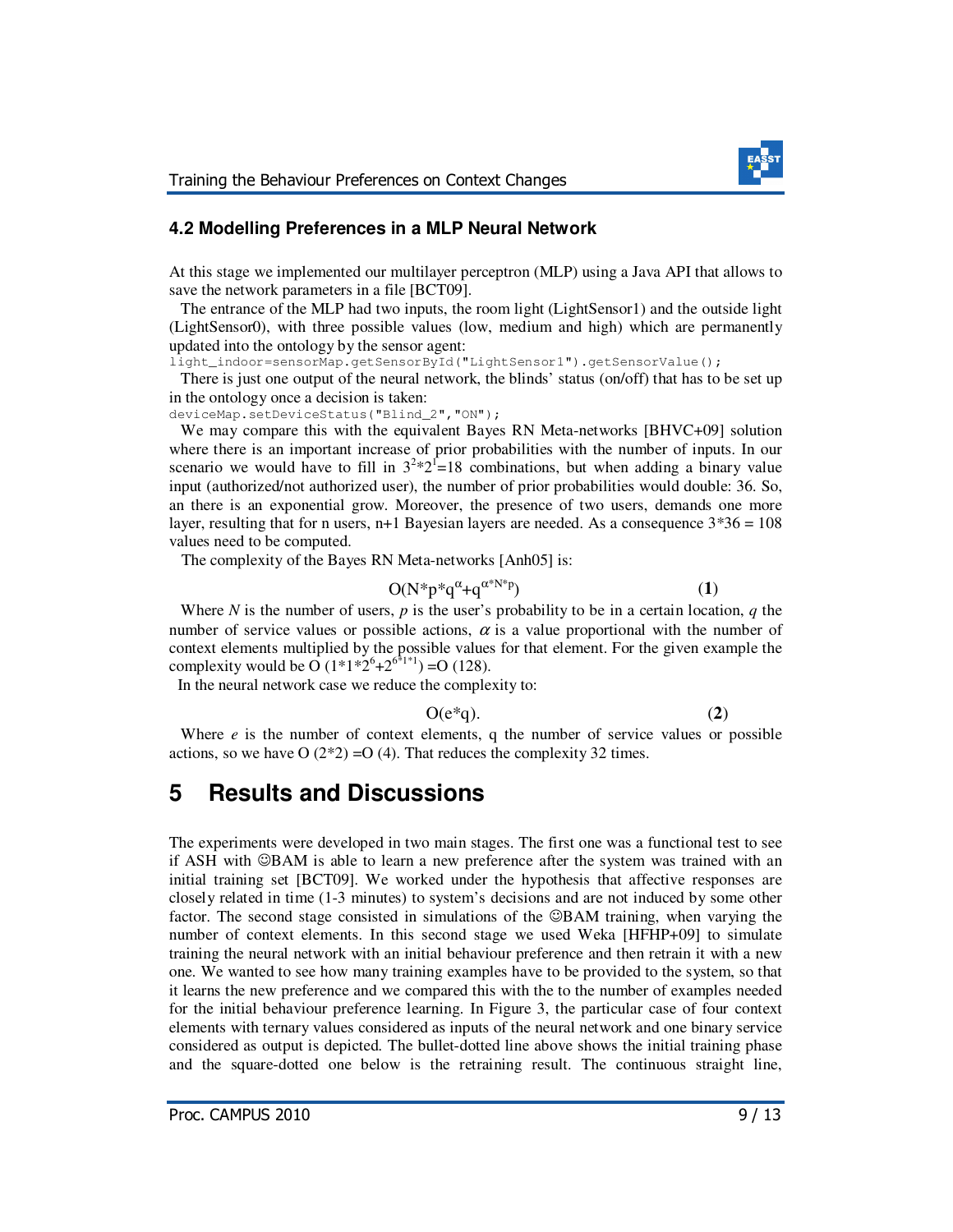### 4.2 Modelling Preferences in a MLP Neural Network

At this stage we implemented our multilayer perceptron (MLP) using a Java API that allows to save the network parameters in a file [BCT09].

The entrance of the MLP had two inputs, the room light (LightSensor1) and the outside light (LightSensor0), with three possible values (low, medium and high) which are permanently updated into the ontology by the sensor agent:

```
light_indoor=sensorMap.getSensorById("LightSensor1").getSensorValue();
```

There is just one output of the neural network, the blinds' status (on/off) that has to be set up in the ontology once a decision is taken:

```
deviceMap.setDeviceStatus("Blind_2","ON");
```

We may compare this with the equivalent Bayes RN Meta-networks [BHVC+09] solution where there is an important increase of prior probabilities with the number of inputs. In our scenario we would have to fill in $3^2*2^1=18$ combinations, but when adding a binary value input (authorized/not authorized user), the number of prior probabilities would double: 36. So, an there is an exponential grow. Moreover, the presence of two users, demands one more layer, resulting that for n users, n+1 Bayesian layers are needed. As a consequence 3*36 = 108 values need to be computed.

The complexity of the Bayes RN Meta-networks [Anh05] is:

$$O(N*p*q^{\alpha}+q^{\alpha*N*p}) \qquad \textbf{(1)}$$

Where $N$ is the number of users, $p$ is the user's probability to be in a certain location, $q$ the number of service values or possible actions, $\alpha$ is a value proportional with the number of context elements multiplied by the possible values for that element. For the given example the complexity would be $O(1*1*2^6+2^{6*1*1}) = O(128)$.

In the neural network case we reduce the complexity to:

$$O(e*q). \qquad \textbf{(2)}$$

Where $e$ is the number of context elements, q the number of service values or possible actions, so we have O (2*2) =O (4). That reduces the complexity 32 times.

# 5 Results and Discussions

The experiments were developed in two main stages. The first one was a functional test to see if ASH with ☺BAM is able to learn a new preference after the system was trained with an initial training set [BCT09]. We worked under the hypothesis that affective responses are closely related in time (1-3 minutes) to system's decisions and are not induced by some other factor. The second stage consisted in simulations of the ☺BAM training, when varying the number of context elements. In this second stage we used Weka [HFHP+09] to simulate training the neural network with an initial behaviour preference and then retrain it with a new one. We wanted to see how many training examples have to be provided to the system, so that it learns the new preference and we compared this with the to the number of examples needed for the initial behaviour preference learning. In Figure 3, the particular case of four context elements with ternary values considered as inputs of the neural network and one binary service considered as output is depicted. The bullet-dotted line above shows the initial training phase and the square-dotted one below is the retraining result. The continuous straight line,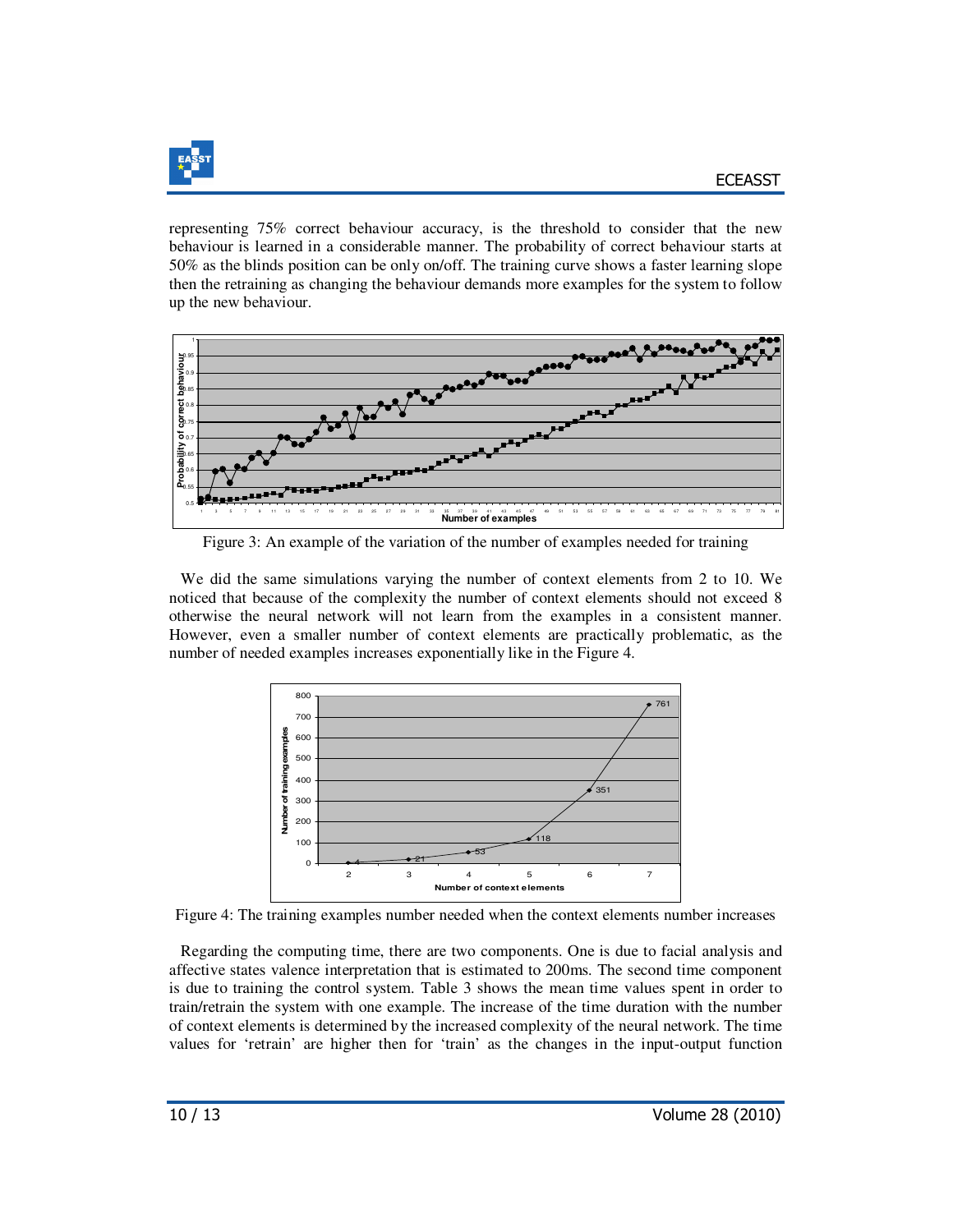representing 75% correct behaviour accuracy, is the threshold to consider that the new behaviour is learned in a considerable manner. The probability of correct behaviour starts at 50% as the blinds position can be only on/off. The training curve shows a faster learning slope then the retraining as changing the behaviour demands more examples for the system to follow up the new behaviour.

Figure 3: An example of the variation of the number of examples needed for training

We did the same simulations varying the number of context elements from 2 to 10. We noticed that because of the complexity the number of context elements should not exceed 8 otherwise the neural network will not learn from the examples in a consistent manner. However, even a smaller number of context elements are practically problematic, as the number of needed examples increases exponentially like in the Figure 4.

Figure 4: The training examples number needed when the context elements number increases

Regarding the computing time, there are two components. One is due to facial analysis and affective states valence interpretation that is estimated to 200ms. The second time component is due to training the control system. Table 3 shows the mean time values spent in order to train/retrain the system with one example. The increase of the time duration with the number of context elements is determined by the increased complexity of the neural network. The time values for 'retrain' are higher then for 'train' as the changes in the input-output function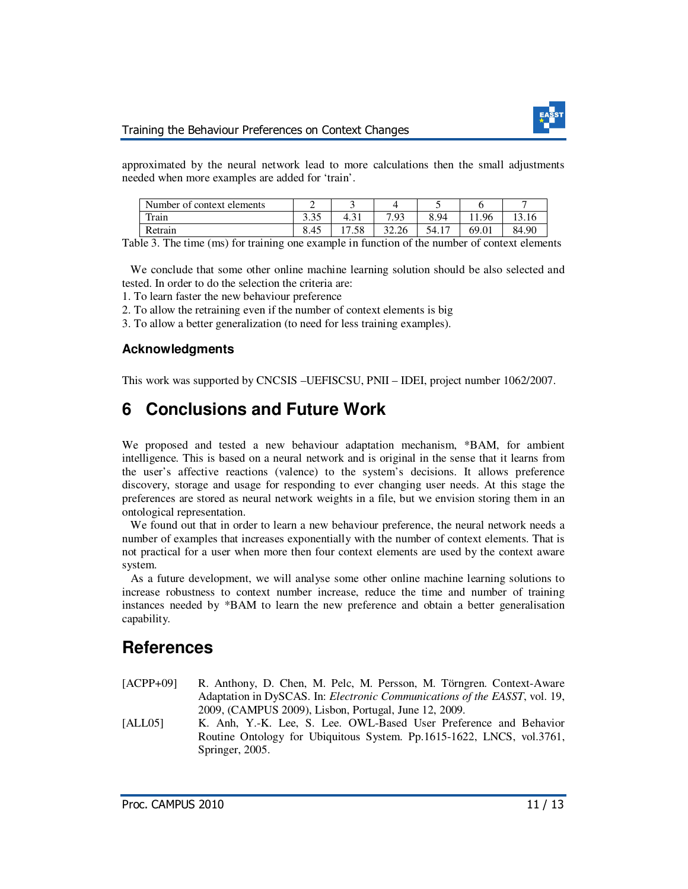approximated by the neural network lead to more calculations then the small adjustments needed when more examples are added for 'train'.

| Number of context elements | 2 | 3 | 4 | 5 | 6 | 7 |
| --- | --- | --- | --- | --- | --- | --- |
| Train | 3.35 | 4.31 | 7.93 | 8.94 | 11.96 | 13.16 |
| Retrain | 8.45 | 17.58 | 32.26 | 54.17 | 69.01 | 84.90 |

Table 3. The time (ms) for training one example in function of the number of context elements

We conclude that some other online machine learning solution should be also selected and tested. In order to do the selection the criteria are:

1. To learn faster the new behaviour preference
2. To allow the retraining even if the number of context elements is big
3. To allow a better generalization (to need for less training examples).

### Acknowledgments

This work was supported by CNCSIS –UEFISCSU, PNII – IDEI, project number 1062/2007.

## 6 Conclusions and Future Work

We proposed and tested a new behaviour adaptation mechanism, *BAM, for ambient intelligence. This is based on a neural network and is original in the sense that it learns from the user's affective reactions (valence) to the system's decisions. It allows preference discovery, storage and usage for responding to ever changing user needs. At this stage the preferences are stored as neural network weights in a file, but we envision storing them in an ontological representation.

We found out that in order to learn a new behaviour preference, the neural network needs a number of examples that increases exponentially with the number of context elements. That is not practical for a user when more then four context elements are used by the context aware system.

As a future development, we will analyse some other online machine learning solutions to increase robustness to context number increase, reduce the time and number of training instances needed by *BAM to learn the new preference and obtain a better generalisation capability.

## References

[ACPP+09] R. Anthony, D. Chen, M. Pelc, M. Persson, M. Törngren. Context-Aware Adaptation in DySCAS. In: *Electronic Communications of the EASST*, vol. 19, 2009, (CAMPUS 2009), Lisbon, Portugal, June 12, 2009.

[ALL05] K. Anh, Y.-K. Lee, S. Lee. OWL-Based User Preference and Behavior Routine Ontology for Ubiquitous System. Pp.1615-1622, LNCS, vol.3761, Springer, 2005.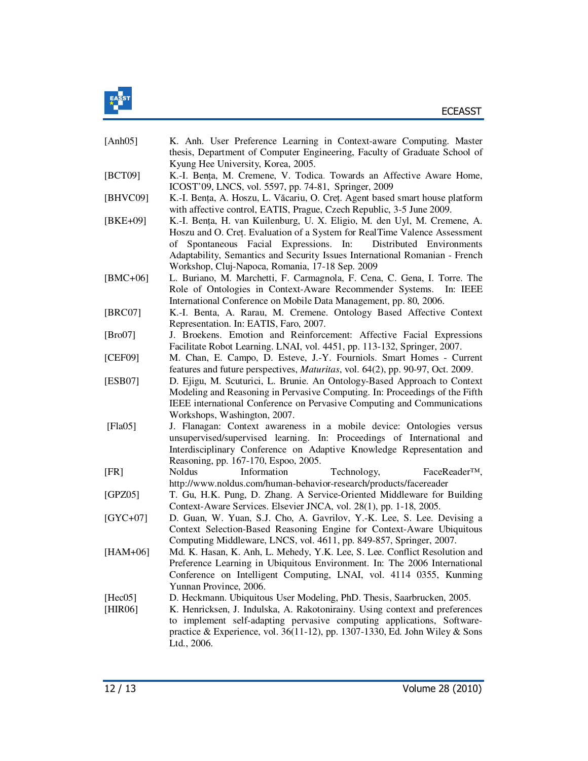[Anh05] K. Anh. User Preference Learning in Context-aware Computing. Master thesis, Department of Computer Engineering, Faculty of Graduate School of Kyung Hee University, Korea, 2005.

[BCT09] K.-I. Benţa, M. Cremene, V. Todica. Towards an Affective Aware Home, ICOST'09, LNCS, vol. 5597, pp. 74-81, Springer, 2009

[BHVC09] K.-I. Benţa, A. Hoszu, L. Văcariu, O. Creţ. Agent based smart house platform with affective control, EATIS, Prague, Czech Republic, 3-5 June 2009.

[BKE+09] K.-I. Benţa, H. van Kuilenburg, U. X. Eligio, M. den Uyl, M. Cremene, A. Hoszu and O. Creţ. Evaluation of a System for RealTime Valence Assessment of Spontaneous Facial Expressions. In: Distributed Environments Adaptability, Semantics and Security Issues International Romanian - French Workshop, Cluj-Napoca, Romania, 17-18 Sep. 2009

[BMC+06] L. Buriano, M. Marchetti, F. Carmagnola, F. Cena, C. Gena, I. Torre. The Role of Ontologies in Context-Aware Recommender Systems. In: IEEE International Conference on Mobile Data Management, pp. 80, 2006.

[BRC07] K.-I. Benta, A. Rarau, M. Cremene. Ontology Based Affective Context Representation. In: EATIS, Faro, 2007.

[Bro07] J. Broekens. Emotion and Reinforcement: Affective Facial Expressions Facilitate Robot Learning. LNAI, vol. 4451, pp. 113-132, Springer, 2007.

[CEF09] M. Chan, E. Campo, D. Esteve, J.-Y. Fourniols. Smart Homes - Current features and future perspectives, *Maturitas*, vol. 64(2), pp. 90-97, Oct. 2009.

[ESB07] D. Ejigu, M. Scuturici, L. Brunie. An Ontology-Based Approach to Context Modeling and Reasoning in Pervasive Computing. In: Proceedings of the Fifth IEEE international Conference on Pervasive Computing and Communications Workshops, Washington, 2007.

[Fla05] J. Flanagan: Context awareness in a mobile device: Ontologies versus unsupervised/supervised learning. In: Proceedings of International and Interdisciplinary Conference on Adaptive Knowledge Representation and Reasoning, pp. 167-170, Espoo, 2005.

[FR] Noldus Information Technology, FaceReader™, http://www.noldus.com/human-behavior-research/products/facereader

[GPZ05] T. Gu, H.K. Pung, D. Zhang. A Service-Oriented Middleware for Building Context-Aware Services. Elsevier JNCA, vol. 28(1), pp. 1-18, 2005.

[GYC+07] D. Guan, W. Yuan, S.J. Cho, A. Gavrilov, Y.-K. Lee, S. Lee. Devising a Context Selection-Based Reasoning Engine for Context-Aware Ubiquitous Computing Middleware, LNCS, vol. 4611, pp. 849-857, Springer, 2007.

[HAM+06] Md. K. Hasan, K. Anh, L. Mehedy, Y.K. Lee, S. Lee. Conflict Resolution and Preference Learning in Ubiquitous Environment. In: The 2006 International Conference on Intelligent Computing, LNAI, vol. 4114 0355, Kunming Yunnan Province, 2006.

[Hec05] D. Heckmann. Ubiquitous User Modeling, PhD. Thesis, Saarbrucken, 2005.

[HIR06] K. Henricksen, J. Indulska, A. Rakotonirainy. Using context and preferences to implement self-adapting pervasive computing applications, Software-practice & Experience, vol. 36(11-12), pp. 1307-1330, Ed. John Wiley & Sons Ltd., 2006.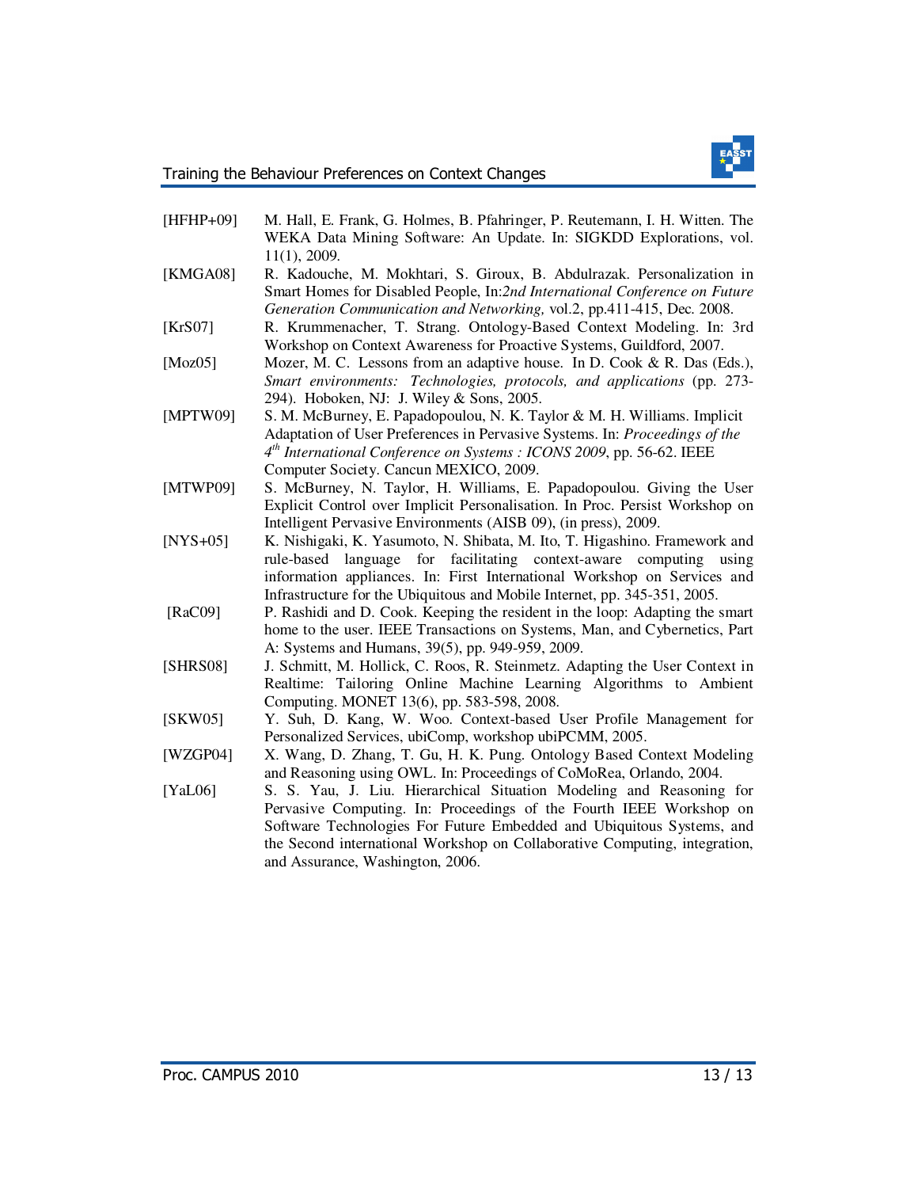[HFHP+09] M. Hall, E. Frank, G. Holmes, B. Pfahringer, P. Reutemann, I. H. Witten. The WEKA Data Mining Software: An Update. In: SIGKDD Explorations, vol. 11(1), 2009.

[KMGA08] R. Kadouche, M. Mokhtari, S. Giroux, B. Abdulrazak. Personalization in Smart Homes for Disabled People, In:*2nd International Conference on Future Generation Communication and Networking,* vol.2, pp.411-415, Dec. 2008.

[KrS07] R. Krummenacher, T. Strang. Ontology-Based Context Modeling. In: 3rd Workshop on Context Awareness for Proactive Systems, Guildford, 2007.

[Moz05] Mozer, M. C. Lessons from an adaptive house. In D. Cook & R. Das (Eds.), *Smart environments: Technologies, protocols, and applications* (pp. 273-294). Hoboken, NJ: J. Wiley & Sons, 2005.

[MPTW09] S. M. McBurney, E. Papadopoulou, N. K. Taylor & M. H. Williams. Implicit Adaptation of User Preferences in Pervasive Systems. In: *Proceedings of the 4th International Conference on Systems : ICONS 2009*, pp. 56-62. IEEE Computer Society. Cancun MEXICO, 2009.

[MTWP09] S. McBurney, N. Taylor, H. Williams, E. Papadopoulou. Giving the User Explicit Control over Implicit Personalisation. In Proc. Persist Workshop on Intelligent Pervasive Environments (AISB 09), (in press), 2009.

[NYS+05] K. Nishigaki, K. Yasumoto, N. Shibata, M. Ito, T. Higashino. Framework and rule-based language for facilitating context-aware computing using information appliances. In: First International Workshop on Services and Infrastructure for the Ubiquitous and Mobile Internet, pp. 345-351, 2005.

[RaC09] P. Rashidi and D. Cook. Keeping the resident in the loop: Adapting the smart home to the user. IEEE Transactions on Systems, Man, and Cybernetics, Part A: Systems and Humans, 39(5), pp. 949-959, 2009.

[SHRS08] J. Schmitt, M. Hollick, C. Roos, R. Steinmetz. Adapting the User Context in Realtime: Tailoring Online Machine Learning Algorithms to Ambient Computing. MONET 13(6), pp. 583-598, 2008.

[SKW05] Y. Suh, D. Kang, W. Woo. Context-based User Profile Management for Personalized Services, ubiComp, workshop ubiPCMM, 2005.

[WZGP04] X. Wang, D. Zhang, T. Gu, H. K. Pung. Ontology Based Context Modeling and Reasoning using OWL. In: Proceedings of CoMoRea, Orlando, 2004.

[YaL06] S. S. Yau, J. Liu. Hierarchical Situation Modeling and Reasoning for Pervasive Computing. In: Proceedings of the Fourth IEEE Workshop on Software Technologies For Future Embedded and Ubiquitous Systems, and the Second international Workshop on Collaborative Computing, integration, and Assurance, Washington, 2006.